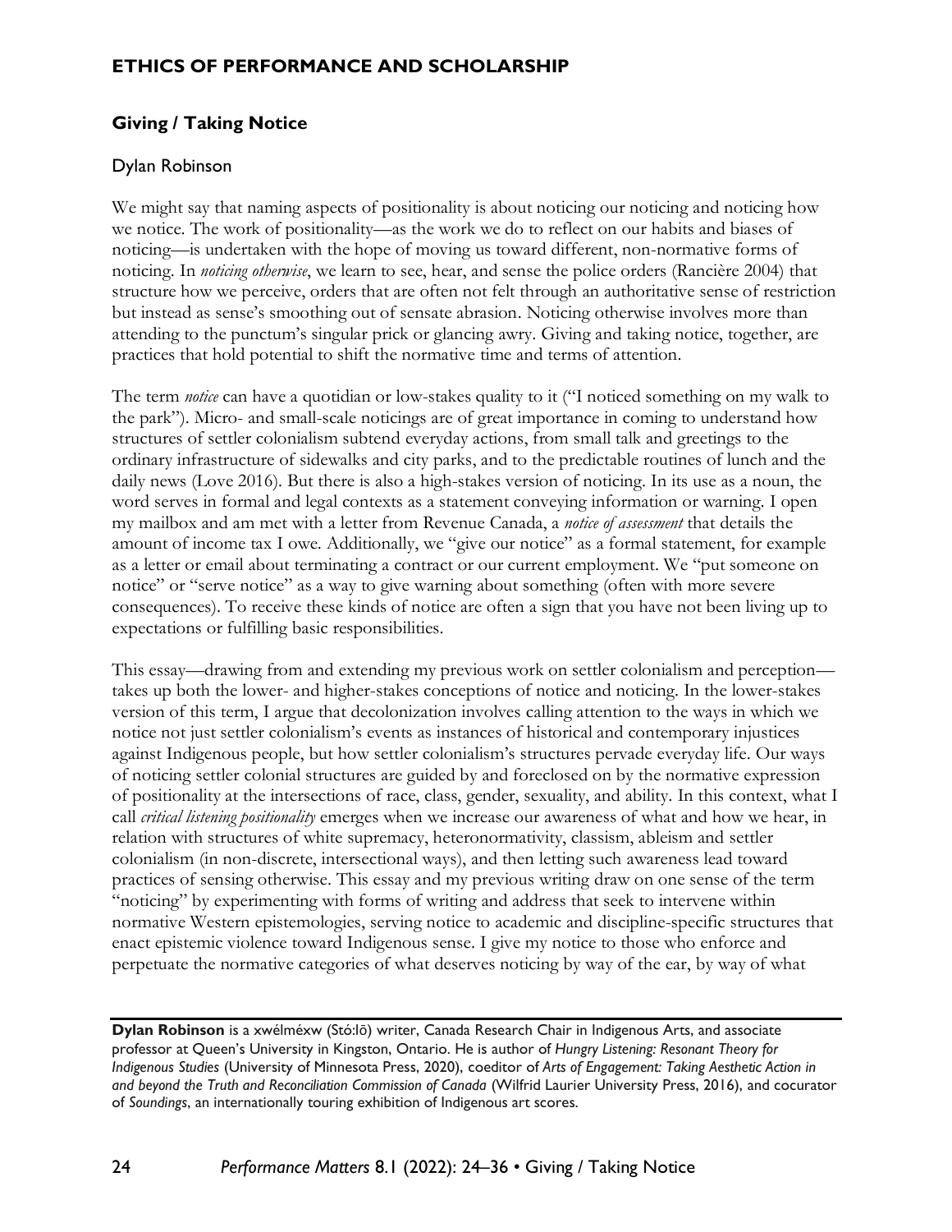## ETHICS OF PERFORMANCE AND SCHOLARSHIP

### Giving / Taking Notice

Dylan Robinson

We might say that naming aspects of positionality is about noticing our noticing and noticing how we notice. The work of positionality—as the work we do to reflect on our habits and biases of noticing—is undertaken with the hope of moving us toward different, non-normative forms of noticing. In *noticing otherwise*, we learn to see, hear, and sense the police orders (Rancière 2004) that structure how we perceive, orders that are often not felt through an authoritative sense of restriction but instead as sense's smoothing out of sensate abrasion. Noticing otherwise involves more than attending to the punctum's singular prick or glancing awry. Giving and taking notice, together, are practices that hold potential to shift the normative time and terms of attention.

The term *notice* can have a quotidian or low-stakes quality to it ("I noticed something on my walk to the park"). Micro- and small-scale noticings are of great importance in coming to understand how structures of settler colonialism subtend everyday actions, from small talk and greetings to the ordinary infrastructure of sidewalks and city parks, and to the predictable routines of lunch and the daily news (Love 2016). But there is also a high-stakes version of noticing. In its use as a noun, the word serves in formal and legal contexts as a statement conveying information or warning. I open my mailbox and am met with a letter from Revenue Canada, a *notice of assessment* that details the amount of income tax I owe. Additionally, we "give our notice" as a formal statement, for example as a letter or email about terminating a contract or our current employment. We "put someone on notice" or "serve notice" as a way to give warning about something (often with more severe consequences). To receive these kinds of notice are often a sign that you have not been living up to expectations or fulfilling basic responsibilities.

This essay—drawing from and extending my previous work on settler colonialism and perception—takes up both the lower- and higher-stakes conceptions of notice and noticing. In the lower-stakes version of this term, I argue that decolonization involves calling attention to the ways in which we notice not just settler colonialism's events as instances of historical and contemporary injustices against Indigenous people, but how settler colonialism's structures pervade everyday life. Our ways of noticing settler colonial structures are guided by and foreclosed on by the normative expression of positionality at the intersections of race, class, gender, sexuality, and ability. In this context, what I call *critical listening positionality* emerges when we increase our awareness of what and how we hear, in relation with structures of white supremacy, heteronormativity, classism, ableism and settler colonialism (in non-discrete, intersectional ways), and then letting such awareness lead toward practices of sensing otherwise. This essay and my previous writing draw on one sense of the term "noticing" by experimenting with forms of writing and address that seek to intervene within normative Western epistemologies, serving notice to academic and discipline-specific structures that enact epistemic violence toward Indigenous sense. I give my notice to those who enforce and perpetuate the normative categories of what deserves noticing by way of the ear, by way of what

---

**Dylan Robinson** is a xwélméxw (Stó:lō) writer, Canada Research Chair in Indigenous Arts, and associate professor at Queen's University in Kingston, Ontario. He is author of *Hungry Listening: Resonant Theory for Indigenous Studies* (University of Minnesota Press, 2020), coeditor of *Arts of Engagement: Taking Aesthetic Action in and beyond the Truth and Reconciliation Commission of Canada* (Wilfrid Laurier University Press, 2016), and cocurator of *Soundings*, an internationally touring exhibition of Indigenous art scores.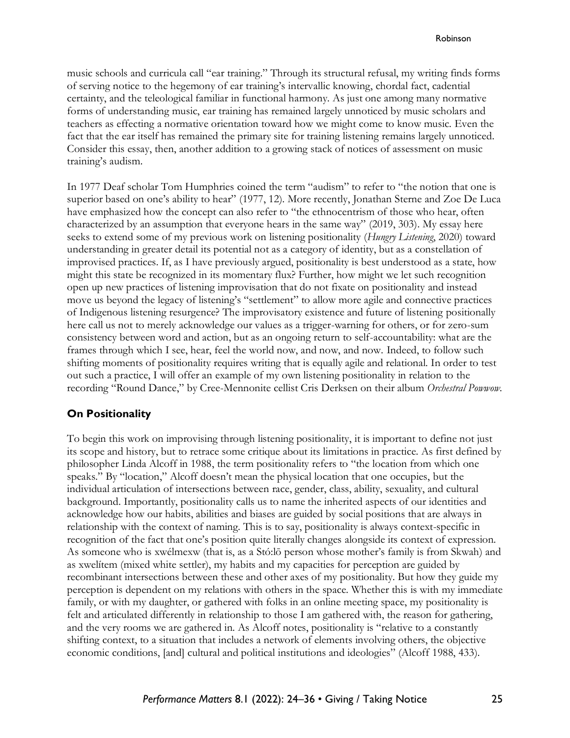music schools and curricula call "ear training." Through its structural refusal, my writing finds forms of serving notice to the hegemony of ear training's intervallic knowing, chordal fact, cadential certainty, and the teleological familiar in functional harmony. As just one among many normative forms of understanding music, ear training has remained largely unnoticed by music scholars and teachers as effecting a normative orientation toward how we might come to know music. Even the fact that the ear itself has remained the primary site for training listening remains largely unnoticed. Consider this essay, then, another addition to a growing stack of notices of assessment on music training's audism.

In 1977 Deaf scholar Tom Humphries coined the term "audism" to refer to "the notion that one is superior based on one's ability to hear" (1977, 12). More recently, Jonathan Sterne and Zoe De Luca have emphasized how the concept can also refer to "the ethnocentrism of those who hear, often characterized by an assumption that everyone hears in the same way" (2019, 303). My essay here seeks to extend some of my previous work on listening positionality (*Hungry Listening*, 2020) toward understanding in greater detail its potential not as a category of identity, but as a constellation of improvised practices. If, as I have previously argued, positionality is best understood as a state, how might this state be recognized in its momentary flux? Further, how might we let such recognition open up new practices of listening improvisation that do not fixate on positionality and instead move us beyond the legacy of listening's "settlement" to allow more agile and connective practices of Indigenous listening resurgence? The improvisatory existence and future of listening positionally here call us not to merely acknowledge our values as a trigger-warning for others, or for zero-sum consistency between word and action, but as an ongoing return to self-accountability: what are the frames through which I see, hear, feel the world now, and now, and now. Indeed, to follow such shifting moments of positionality requires writing that is equally agile and relational. In order to test out such a practice, I will offer an example of my own listening positionality in relation to the recording "Round Dance," by Cree-Mennonite cellist Cris Derksen on their album *Orchestral Powwow*.

## On Positionality

To begin this work on improvising through listening positionality, it is important to define not just its scope and history, but to retrace some critique about its limitations in practice. As first defined by philosopher Linda Alcoff in 1988, the term positionality refers to "the location from which one speaks." By "location," Alcoff doesn't mean the physical location that one occupies, but the individual articulation of intersections between race, gender, class, ability, sexuality, and cultural background. Importantly, positionality calls us to name the inherited aspects of our identities and acknowledge how our habits, abilities and biases are guided by social positions that are always in relationship with the context of naming. This is to say, positionality is always context-specific in recognition of the fact that one's position quite literally changes alongside its context of expression. As someone who is xwélmexw (that is, as a Stó:lō person whose mother's family is from Skwah) and as xwelítem (mixed white settler), my habits and my capacities for perception are guided by recombinant intersections between these and other axes of my positionality. But how they guide my perception is dependent on my relations with others in the space. Whether this is with my immediate family, or with my daughter, or gathered with folks in an online meeting space, my positionality is felt and articulated differently in relationship to those I am gathered with, the reason for gathering, and the very rooms we are gathered in. As Alcoff notes, positionality is "relative to a constantly shifting context, to a situation that includes a network of elements involving others, the objective economic conditions, [and] cultural and political institutions and ideologies" (Alcoff 1988, 433).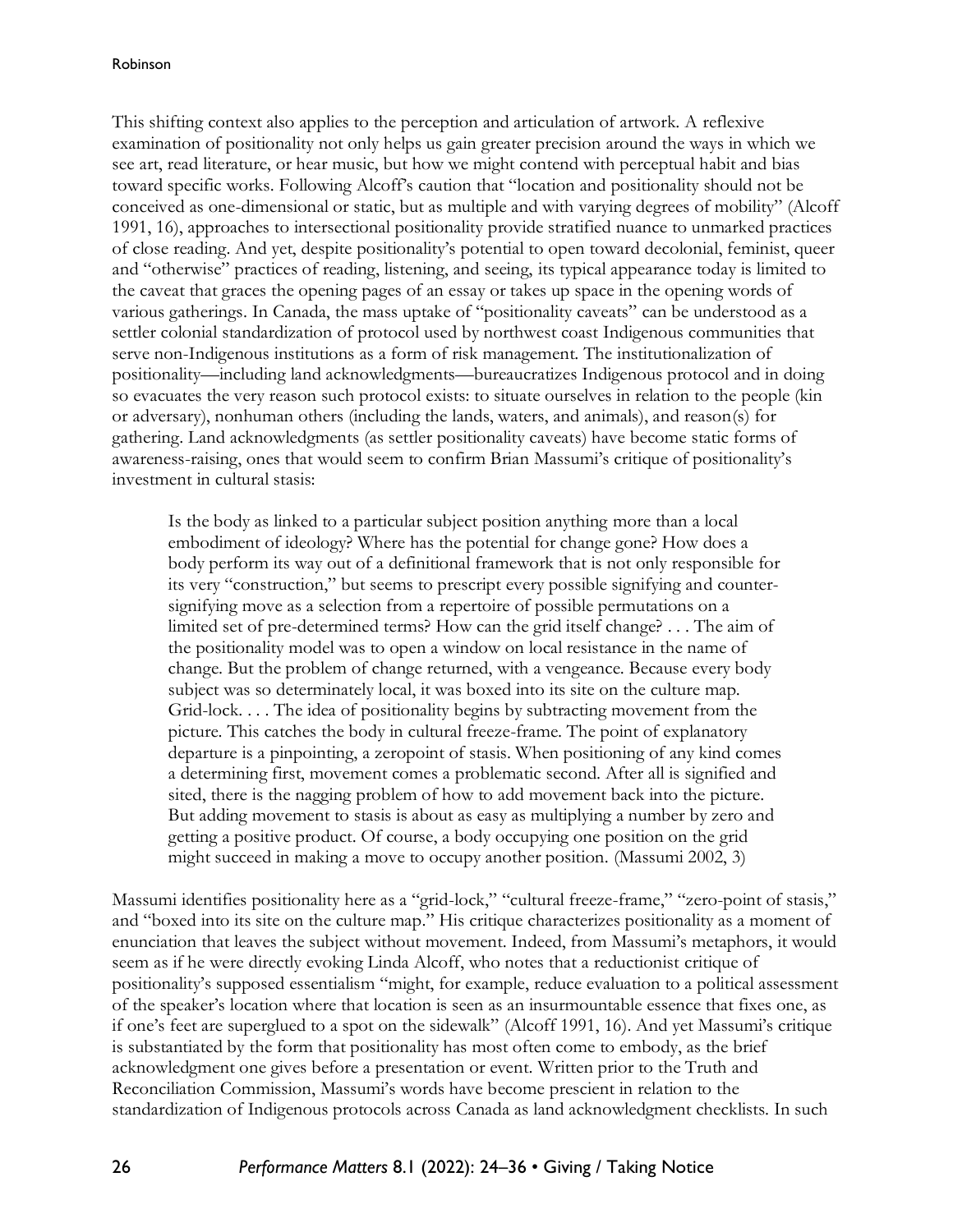This shifting context also applies to the perception and articulation of artwork. A reflexive examination of positionality not only helps us gain greater precision around the ways in which we see art, read literature, or hear music, but how we might contend with perceptual habit and bias toward specific works. Following Alcoff's caution that "location and positionality should not be conceived as one-dimensional or static, but as multiple and with varying degrees of mobility" (Alcoff 1991, 16), approaches to intersectional positionality provide stratified nuance to unmarked practices of close reading. And yet, despite positionality's potential to open toward decolonial, feminist, queer and "otherwise" practices of reading, listening, and seeing, its typical appearance today is limited to the caveat that graces the opening pages of an essay or takes up space in the opening words of various gatherings. In Canada, the mass uptake of "positionality caveats" can be understood as a settler colonial standardization of protocol used by northwest coast Indigenous communities that serve non-Indigenous institutions as a form of risk management. The institutionalization of positionality—including land acknowledgments—bureaucratizes Indigenous protocol and in doing so evacuates the very reason such protocol exists: to situate ourselves in relation to the people (kin or adversary), nonhuman others (including the lands, waters, and animals), and reason(s) for gathering. Land acknowledgments (as settler positionality caveats) have become static forms of awareness-raising, ones that would seem to confirm Brian Massumi's critique of positionality's investment in cultural stasis:

> Is the body as linked to a particular subject position anything more than a local embodiment of ideology? Where has the potential for change gone? How does a body perform its way out of a definitional framework that is not only responsible for its very "construction," but seems to prescript every possible signifying and counter-signifying move as a selection from a repertoire of possible permutations on a limited set of pre-determined terms? How can the grid itself change? . . . The aim of the positionality model was to open a window on local resistance in the name of change. But the problem of change returned, with a vengeance. Because every body subject was so determinately local, it was boxed into its site on the culture map. Grid-lock. . . . The idea of positionality begins by subtracting movement from the picture. This catches the body in cultural freeze-frame. The point of explanatory departure is a pinpointing, a zeropoint of stasis. When positioning of any kind comes a determining first, movement comes a problematic second. After all is signified and sited, there is the nagging problem of how to add movement back into the picture. But adding movement to stasis is about as easy as multiplying a number by zero and getting a positive product. Of course, a body occupying one position on the grid might succeed in making a move to occupy another position. (Massumi 2002, 3)

Massumi identifies positionality here as a "grid-lock," "cultural freeze-frame," "zero-point of stasis," and "boxed into its site on the culture map." His critique characterizes positionality as a moment of enunciation that leaves the subject without movement. Indeed, from Massumi's metaphors, it would seem as if he were directly evoking Linda Alcoff, who notes that a reductionist critique of positionality's supposed essentialism "might, for example, reduce evaluation to a political assessment of the speaker's location where that location is seen as an insurmountable essence that fixes one, as if one's feet are superglued to a spot on the sidewalk" (Alcoff 1991, 16). And yet Massumi's critique is substantiated by the form that positionality has most often come to embody, as the brief acknowledgment one gives before a presentation or event. Written prior to the Truth and Reconciliation Commission, Massumi's words have become prescient in relation to the standardization of Indigenous protocols across Canada as land acknowledgment checklists. In such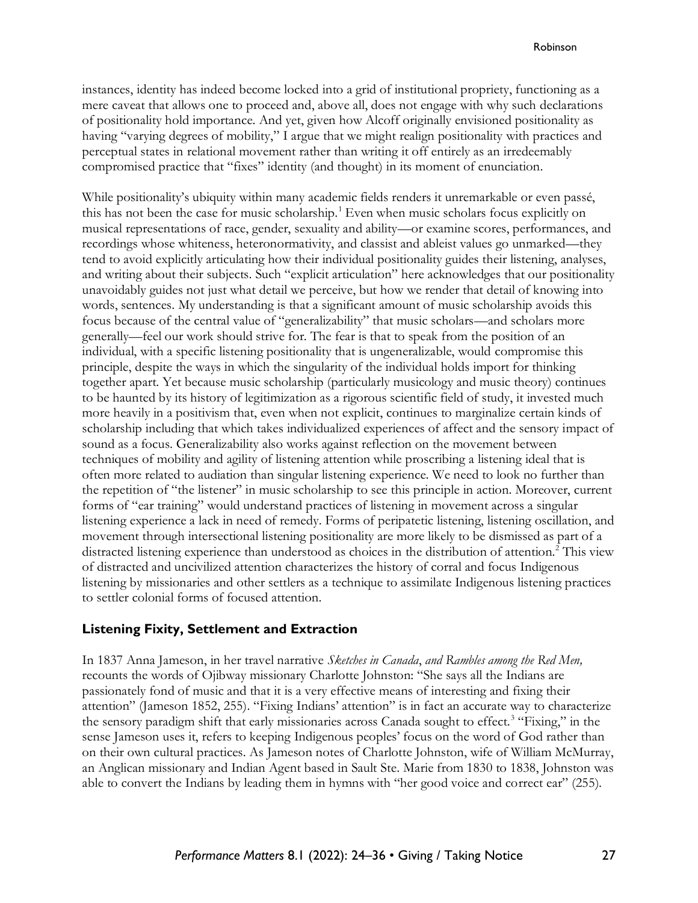instances, identity has indeed become locked into a grid of institutional propriety, functioning as a mere caveat that allows one to proceed and, above all, does not engage with why such declarations of positionality hold importance. And yet, given how Alcoff originally envisioned positionality as having "varying degrees of mobility," I argue that we might realign positionality with practices and perceptual states in relational movement rather than writing it off entirely as an irredeemably compromised practice that "fixes" identity (and thought) in its moment of enunciation.

While positionality's ubiquity within many academic fields renders it unremarkable or even passé, this has not been the case for music scholarship.[1] Even when music scholars focus explicitly on musical representations of race, gender, sexuality and ability—or examine scores, performances, and recordings whose whiteness, heteronormativity, and classist and ableist values go unmarked—they tend to avoid explicitly articulating how their individual positionality guides their listening, analyses, and writing about their subjects. Such "explicit articulation" here acknowledges that our positionality unavoidably guides not just what detail we perceive, but how we render that detail of knowing into words, sentences. My understanding is that a significant amount of music scholarship avoids this focus because of the central value of "generalizability" that music scholars—and scholars more generally—feel our work should strive for. The fear is that to speak from the position of an individual, with a specific listening positionality that is ungeneralizable, would compromise this principle, despite the ways in which the singularity of the individual holds import for thinking together apart. Yet because music scholarship (particularly musicology and music theory) continues to be haunted by its history of legitimization as a rigorous scientific field of study, it invested much more heavily in a positivism that, even when not explicit, continues to marginalize certain kinds of scholarship including that which takes individualized experiences of affect and the sensory impact of sound as a focus. Generalizability also works against reflection on the movement between techniques of mobility and agility of listening attention while proscribing a listening ideal that is often more related to audiation than singular listening experience. We need to look no further than the repetition of "the listener" in music scholarship to see this principle in action. Moreover, current forms of "ear training" would understand practices of listening in movement across a singular listening experience a lack in need of remedy. Forms of peripatetic listening, listening oscillation, and movement through intersectional listening positionality are more likely to be dismissed as part of a distracted listening experience than understood as choices in the distribution of attention.[2] This view of distracted and uncivilized attention characterizes the history of corral and focus Indigenous listening by missionaries and other settlers as a technique to assimilate Indigenous listening practices to settler colonial forms of focused attention.

## Listening Fixity, Settlement and Extraction

In 1837 Anna Jameson, in her travel narrative *Sketches in Canada, and Rambles among the Red Men,* recounts the words of Ojibway missionary Charlotte Johnston: "She says all the Indians are passionately fond of music and that it is a very effective means of interesting and fixing their attention" (Jameson 1852, 255). "Fixing Indians' attention" is in fact an accurate way to characterize the sensory paradigm shift that early missionaries across Canada sought to effect.[3] "Fixing," in the sense Jameson uses it, refers to keeping Indigenous peoples' focus on the word of God rather than on their own cultural practices. As Jameson notes of Charlotte Johnston, wife of William McMurray, an Anglican missionary and Indian Agent based in Sault Ste. Marie from 1830 to 1838, Johnston was able to convert the Indians by leading them in hymns with "her good voice and correct ear" (255).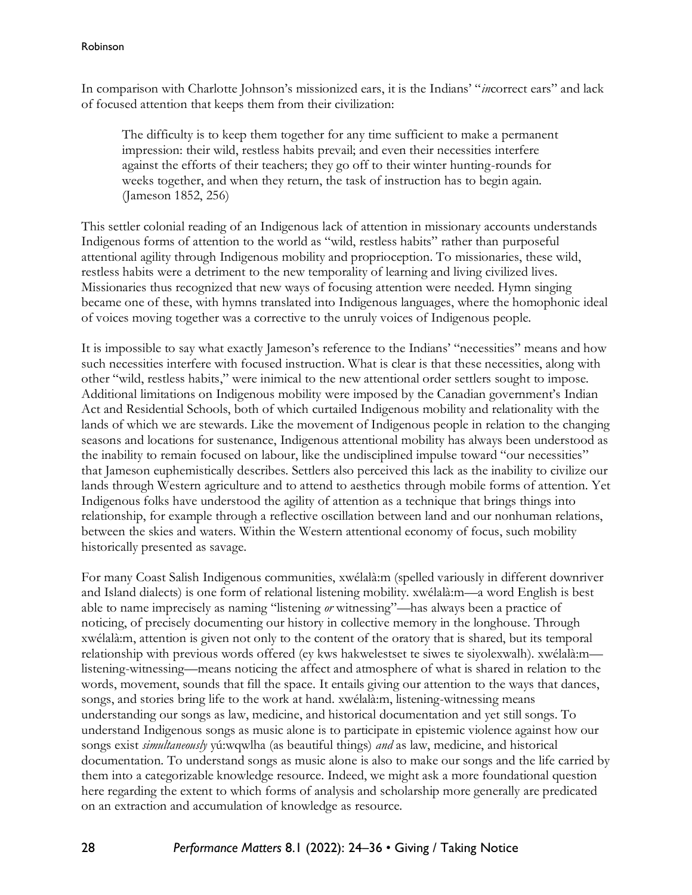In comparison with Charlotte Johnson's missionized ears, it is the Indians' "*in*correct ears" and lack of focused attention that keeps them from their civilization:

> The difficulty is to keep them together for any time sufficient to make a permanent impression: their wild, restless habits prevail; and even their necessities interfere against the efforts of their teachers; they go off to their winter hunting-rounds for weeks together, and when they return, the task of instruction has to begin again. (Jameson 1852, 256)

This settler colonial reading of an Indigenous lack of attention in missionary accounts understands Indigenous forms of attention to the world as "wild, restless habits" rather than purposeful attentional agility through Indigenous mobility and proprioception. To missionaries, these wild, restless habits were a detriment to the new temporality of learning and living civilized lives. Missionaries thus recognized that new ways of focusing attention were needed. Hymn singing became one of these, with hymns translated into Indigenous languages, where the homophonic ideal of voices moving together was a corrective to the unruly voices of Indigenous people.

It is impossible to say what exactly Jameson's reference to the Indians' "necessities" means and how such necessities interfere with focused instruction. What is clear is that these necessities, along with other "wild, restless habits," were inimical to the new attentional order settlers sought to impose. Additional limitations on Indigenous mobility were imposed by the Canadian government's Indian Act and Residential Schools, both of which curtailed Indigenous mobility and relationality with the lands of which we are stewards. Like the movement of Indigenous people in relation to the changing seasons and locations for sustenance, Indigenous attentional mobility has always been understood as the inability to remain focused on labour, like the undisciplined impulse toward "our necessities" that Jameson euphemistically describes. Settlers also perceived this lack as the inability to civilize our lands through Western agriculture and to attend to aesthetics through mobile forms of attention. Yet Indigenous folks have understood the agility of attention as a technique that brings things into relationship, for example through a reflective oscillation between land and our nonhuman relations, between the skies and waters. Within the Western attentional economy of focus, such mobility historically presented as savage.

For many Coast Salish Indigenous communities, xwélalà:m (spelled variously in different downriver and Island dialects) is one form of relational listening mobility. xwélalà:m—a word English is best able to name imprecisely as naming "listening *or* witnessing"—has always been a practice of noticing, of precisely documenting our history in collective memory in the longhouse. Through xwélalà:m, attention is given not only to the content of the oratory that is shared, but its temporal relationship with previous words offered (ey kws hakwelestset te siwes te siyolexwalh). xwélalà:m—listening-witnessing—means noticing the affect and atmosphere of what is shared in relation to the words, movement, sounds that fill the space. It entails giving our attention to the ways that dances, songs, and stories bring life to the work at hand. xwélalà:m, listening-witnessing means understanding our songs as law, medicine, and historical documentation and yet still songs. To understand Indigenous songs as music alone is to participate in epistemic violence against how our songs exist *simultaneously* yú:wqwlha (as beautiful things) *and* as law, medicine, and historical documentation. To understand songs as music alone is also to make our songs and the life carried by them into a categorizable knowledge resource. Indeed, we might ask a more foundational question here regarding the extent to which forms of analysis and scholarship more generally are predicated on an extraction and accumulation of knowledge as resource.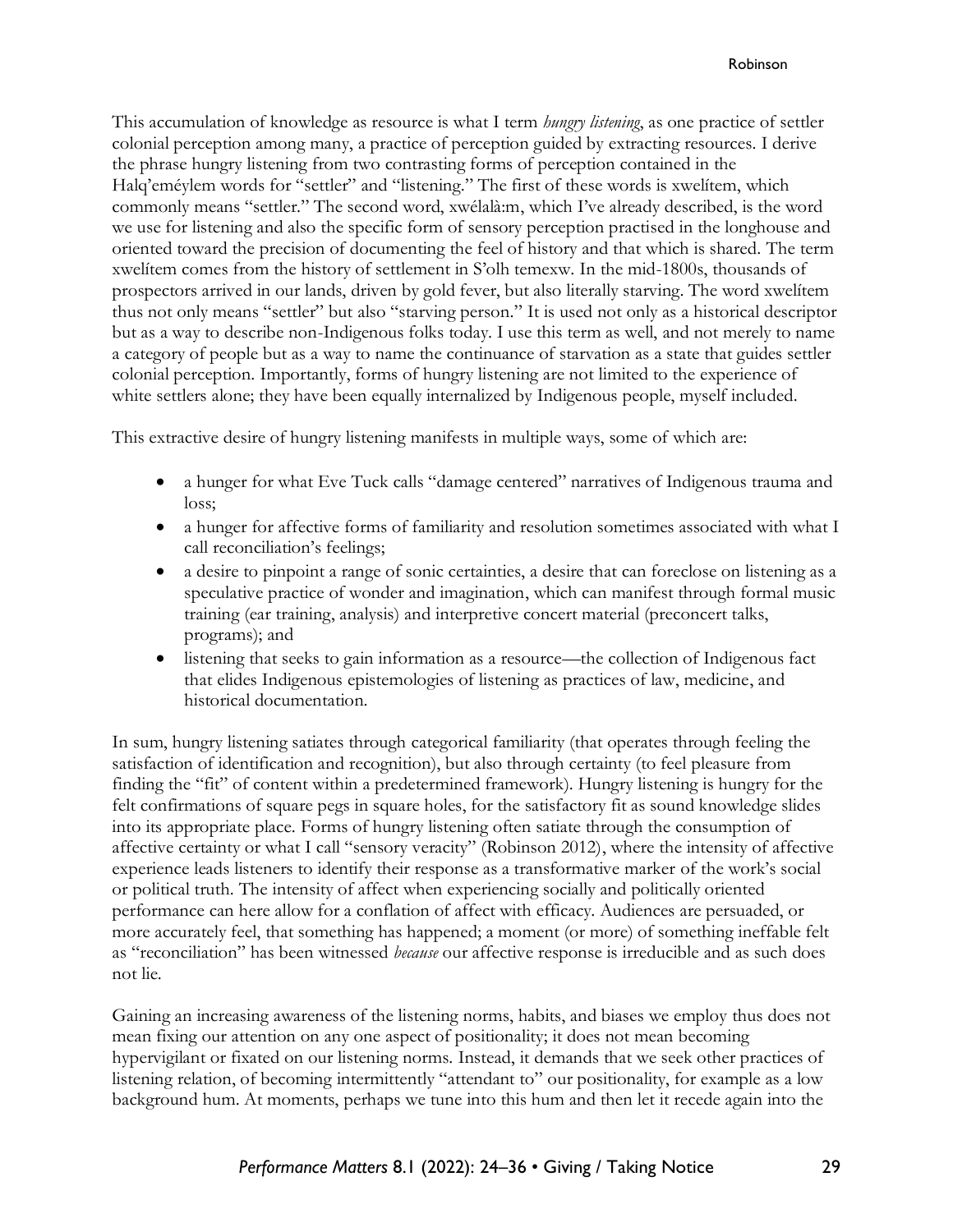This accumulation of knowledge as resource is what I term *hungry listening*, as one practice of settler colonial perception among many, a practice of perception guided by extracting resources. I derive the phrase hungry listening from two contrasting forms of perception contained in the Halq'eméylem words for "settler" and "listening." The first of these words is xwelítem, which commonly means "settler." The second word, xwélalà:m, which I've already described, is the word we use for listening and also the specific form of sensory perception practised in the longhouse and oriented toward the precision of documenting the feel of history and that which is shared. The term xwelítem comes from the history of settlement in S'olh temexw. In the mid-1800s, thousands of prospectors arrived in our lands, driven by gold fever, but also literally starving. The word xwelítem thus not only means "settler" but also "starving person." It is used not only as a historical descriptor but as a way to describe non-Indigenous folks today. I use this term as well, and not merely to name a category of people but as a way to name the continuance of starvation as a state that guides settler colonial perception. Importantly, forms of hungry listening are not limited to the experience of white settlers alone; they have been equally internalized by Indigenous people, myself included.

This extractive desire of hungry listening manifests in multiple ways, some of which are:

- a hunger for what Eve Tuck calls "damage centered" narratives of Indigenous trauma and loss;
- a hunger for affective forms of familiarity and resolution sometimes associated with what I call reconciliation's feelings;
- a desire to pinpoint a range of sonic certainties, a desire that can foreclose on listening as a speculative practice of wonder and imagination, which can manifest through formal music training (ear training, analysis) and interpretive concert material (preconcert talks, programs); and
- listening that seeks to gain information as a resource—the collection of Indigenous fact that elides Indigenous epistemologies of listening as practices of law, medicine, and historical documentation.

In sum, hungry listening satiates through categorical familiarity (that operates through feeling the satisfaction of identification and recognition), but also through certainty (to feel pleasure from finding the "fit" of content within a predetermined framework). Hungry listening is hungry for the felt confirmations of square pegs in square holes, for the satisfactory fit as sound knowledge slides into its appropriate place. Forms of hungry listening often satiate through the consumption of affective certainty or what I call "sensory veracity" (Robinson 2012), where the intensity of affective experience leads listeners to identify their response as a transformative marker of the work's social or political truth. The intensity of affect when experiencing socially and politically oriented performance can here allow for a conflation of affect with efficacy. Audiences are persuaded, or more accurately feel, that something has happened; a moment (or more) of something ineffable felt as "reconciliation" has been witnessed *because* our affective response is irreducible and as such does not lie.

Gaining an increasing awareness of the listening norms, habits, and biases we employ thus does not mean fixing our attention on any one aspect of positionality; it does not mean becoming hypervigilant or fixated on our listening norms. Instead, it demands that we seek other practices of listening relation, of becoming intermittently "attendant to" our positionality, for example as a low background hum. At moments, perhaps we tune into this hum and then let it recede again into the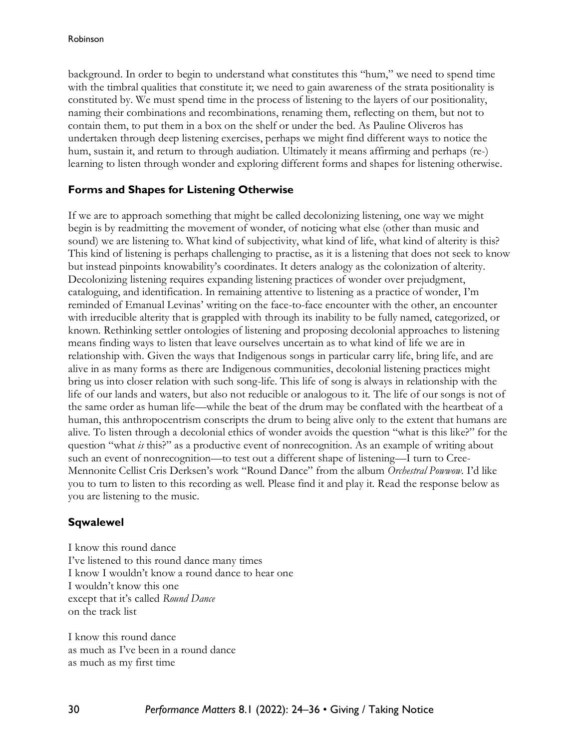background. In order to begin to understand what constitutes this "hum," we need to spend time with the timbral qualities that constitute it; we need to gain awareness of the strata positionality is constituted by. We must spend time in the process of listening to the layers of our positionality, naming their combinations and recombinations, renaming them, reflecting on them, but not to contain them, to put them in a box on the shelf or under the bed. As Pauline Oliveros has undertaken through deep listening exercises, perhaps we might find different ways to notice the hum, sustain it, and return to through audiation. Ultimately it means affirming and perhaps (re-) learning to listen through wonder and exploring different forms and shapes for listening otherwise.

## Forms and Shapes for Listening Otherwise

If we are to approach something that might be called decolonizing listening, one way we might begin is by readmitting the movement of wonder, of noticing what else (other than music and sound) we are listening to. What kind of subjectivity, what kind of life, what kind of alterity is this? This kind of listening is perhaps challenging to practise, as it is a listening that does not seek to know but instead pinpoints knowability's coordinates. It deters analogy as the colonization of alterity. Decolonizing listening requires expanding listening practices of wonder over prejudgment, cataloguing, and identification. In remaining attentive to listening as a practice of wonder, I'm reminded of Emanual Levinas' writing on the face-to-face encounter with the other, an encounter with irreducible alterity that is grappled with through its inability to be fully named, categorized, or known. Rethinking settler ontologies of listening and proposing decolonial approaches to listening means finding ways to listen that leave ourselves uncertain as to what kind of life we are in relationship with. Given the ways that Indigenous songs in particular carry life, bring life, and are alive in as many forms as there are Indigenous communities, decolonial listening practices might bring us into closer relation with such song-life. This life of song is always in relationship with the life of our lands and waters, but also not reducible or analogous to it. The life of our songs is not of the same order as human life—while the beat of the drum may be conflated with the heartbeat of a human, this anthropocentrism conscripts the drum to being alive only to the extent that humans are alive. To listen through a decolonial ethics of wonder avoids the question "what is this like?" for the question "what *is* this?" as a productive event of nonrecognition. As an example of writing about such an event of nonrecognition—to test out a different shape of listening—I turn to Cree-Mennonite Cellist Cris Derksen's work "Round Dance" from the album *Orchestral Powwow*. I'd like you to turn to listen to this recording as well. Please find it and play it. Read the response below as you are listening to the music.

## Sqwalewel

I know this round dance
I've listened to this round dance many times
I know I wouldn't know a round dance to hear one
I wouldn't know this one
except that it's called *Round Dance*
on the track list

I know this round dance
as much as I've been in a round dance
as much as my first time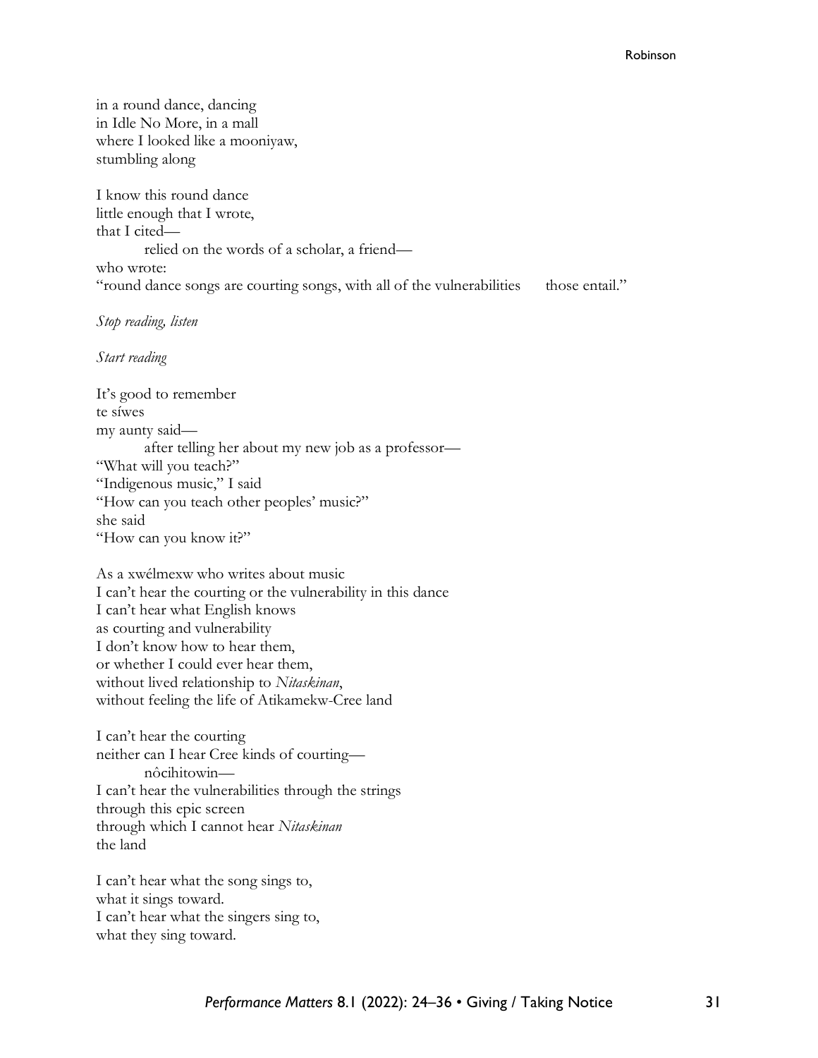in a round dance, dancing  
in Idle No More, in a mall  
where I looked like a mooniyaw,  
stumbling along

I know this round dance  
little enough that I wrote,  
that I cited—  
    relied on the words of a scholar, a friend—  
who wrote:  
"round dance songs are courting songs, with all of the vulnerabilities    those entail."

*Stop reading, listen*

*Start reading*

It's good to remember  
te síwes  
my aunty said—  
    after telling her about my new job as a professor—  
"What will you teach?"  
"Indigenous music," I said  
"How can you teach other peoples' music?"  
she said  
"How can you know it?"

As a xwélmexw who writes about music  
I can't hear the courting or the vulnerability in this dance  
I can't hear what English knows  
as courting and vulnerability  
I don't know how to hear them,  
or whether I could ever hear them,  
without lived relationship to *Nitaskinan*,  
without feeling the life of Atikamekw-Cree land

I can't hear the courting  
neither can I hear Cree kinds of courting—  
    nôcihitowin—  
I can't hear the vulnerabilities through the strings  
through this epic screen  
through which I cannot hear *Nitaskinan*  
the land

I can't hear what the song sings to,  
what it sings toward.  
I can't hear what the singers sing to,  
what they sing toward.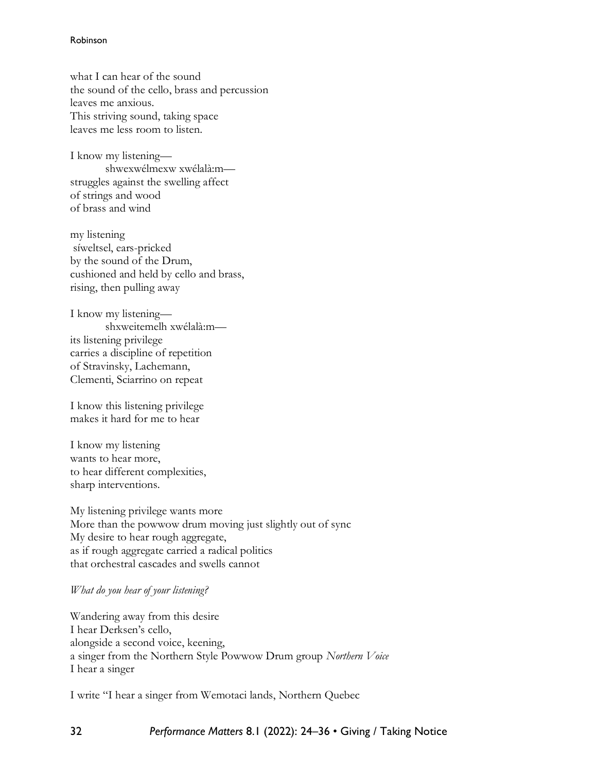what I can hear of the sound  
the sound of the cello, brass and percussion  
leaves me anxious.  
This striving sound, taking space  
leaves me less room to listen.

I know my listening—  
&nbsp;&nbsp;&nbsp;&nbsp;&nbsp;&nbsp;&nbsp;&nbsp;shwexwélmexw xwélalà:m—  
struggles against the swelling affect  
of strings and wood  
of brass and wind

my listening  
síweltsel, ears-pricked  
by the sound of the Drum,  
cushioned and held by cello and brass,  
rising, then pulling away

I know my listening—  
&nbsp;&nbsp;&nbsp;&nbsp;&nbsp;&nbsp;&nbsp;&nbsp;shxweitemelh xwélalà:m—  
its listening privilege  
carries a discipline of repetition  
of Stravinsky, Lachemann,  
Clementi, Sciarrino on repeat

I know this listening privilege  
makes it hard for me to hear

I know my listening  
wants to hear more,  
to hear different complexities,  
sharp interventions.

My listening privilege wants more  
More than the powwow drum moving just slightly out of sync  
My desire to hear rough aggregate,  
as if rough aggregate carried a radical politics  
that orchestral cascades and swells cannot

*What do you hear of your listening?*

Wandering away from this desire  
I hear Derksen's cello,  
alongside a second voice, keening,  
a singer from the Northern Style Powwow Drum group *Northern Voice*  
I hear a singer

I write "I hear a singer from Wemotaci lands, Northern Quebec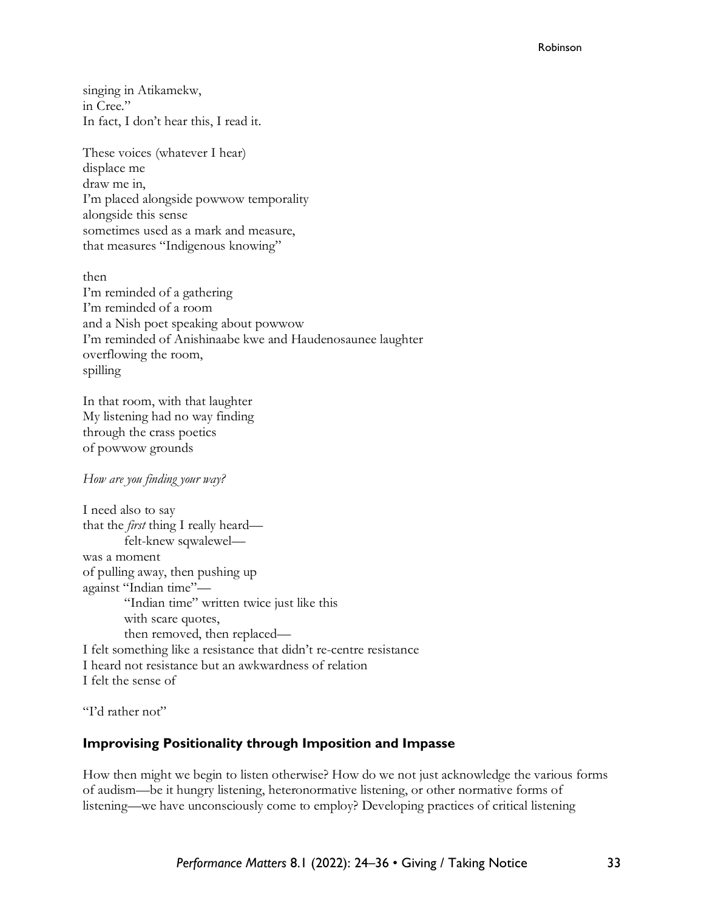singing in Atikamekw,  
in Cree."  
In fact, I don't hear this, I read it.

These voices (whatever I hear)  
displace me  
draw me in,  
I'm placed alongside powwow temporality  
alongside this sense  
sometimes used as a mark and measure,  
that measures "Indigenous knowing"

then  
I'm reminded of a gathering  
I'm reminded of a room  
and a Nish poet speaking about powwow  
I'm reminded of Anishinaabe kwe and Haudenosaunee laughter  
overflowing the room,  
spilling

In that room, with that laughter  
My listening had no way finding  
through the crass poetics  
of powwow grounds

*How are you finding your way?*

I need also to say  
that the *first* thing I really heard—  
        felt-knew sqwalewel—  
was a moment  
of pulling away, then pushing up  
against "Indian time"—  
        "Indian time" written twice just like this  
        with scare quotes,  
        then removed, then replaced—  
I felt something like a resistance that didn't re-centre resistance  
I heard not resistance but an awkwardness of relation  
I felt the sense of

"I'd rather not"

### Improvising Positionality through Imposition and Impasse

How then might we begin to listen otherwise? How do we not just acknowledge the various forms of audism—be it hungry listening, heteronormative listening, or other normative forms of listening—we have unconsciously come to employ? Developing practices of critical listening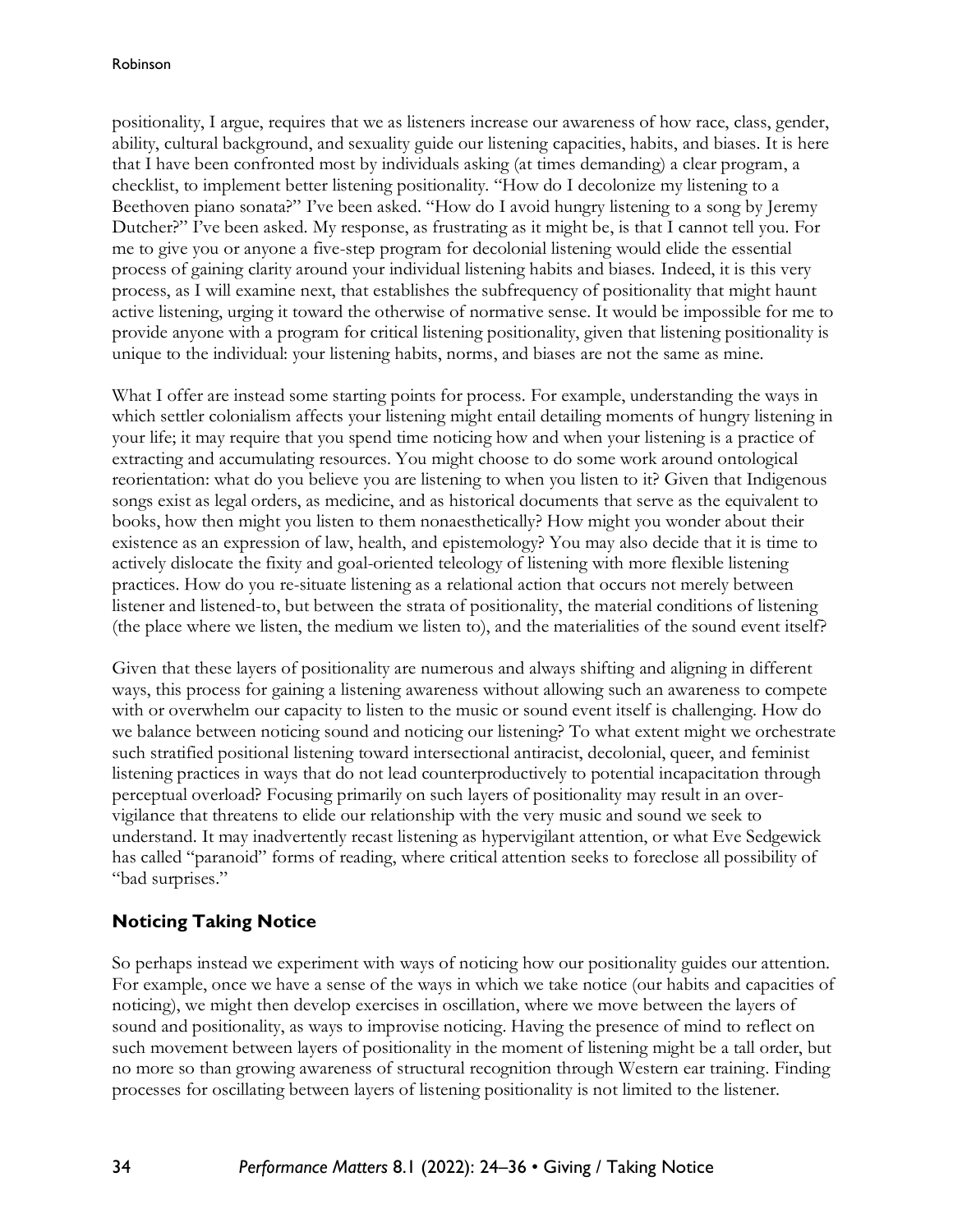positionality, I argue, requires that we as listeners increase our awareness of how race, class, gender, ability, cultural background, and sexuality guide our listening capacities, habits, and biases. It is here that I have been confronted most by individuals asking (at times demanding) a clear program, a checklist, to implement better listening positionality. "How do I decolonize my listening to a Beethoven piano sonata?" I've been asked. "How do I avoid hungry listening to a song by Jeremy Dutcher?" I've been asked. My response, as frustrating as it might be, is that I cannot tell you. For me to give you or anyone a five-step program for decolonial listening would elide the essential process of gaining clarity around your individual listening habits and biases. Indeed, it is this very process, as I will examine next, that establishes the subfrequency of positionality that might haunt active listening, urging it toward the otherwise of normative sense. It would be impossible for me to provide anyone with a program for critical listening positionality, given that listening positionality is unique to the individual: your listening habits, norms, and biases are not the same as mine.

What I offer are instead some starting points for process. For example, understanding the ways in which settler colonialism affects your listening might entail detailing moments of hungry listening in your life; it may require that you spend time noticing how and when your listening is a practice of extracting and accumulating resources. You might choose to do some work around ontological reorientation: what do you believe you are listening to when you listen to it? Given that Indigenous songs exist as legal orders, as medicine, and as historical documents that serve as the equivalent to books, how then might you listen to them nonaesthetically? How might you wonder about their existence as an expression of law, health, and epistemology? You may also decide that it is time to actively dislocate the fixity and goal-oriented teleology of listening with more flexible listening practices. How do you re-situate listening as a relational action that occurs not merely between listener and listened-to, but between the strata of positionality, the material conditions of listening (the place where we listen, the medium we listen to), and the materialities of the sound event itself?

Given that these layers of positionality are numerous and always shifting and aligning in different ways, this process for gaining a listening awareness without allowing such an awareness to compete with or overwhelm our capacity to listen to the music or sound event itself is challenging. How do we balance between noticing sound and noticing our listening? To what extent might we orchestrate such stratified positional listening toward intersectional antiracist, decolonial, queer, and feminist listening practices in ways that do not lead counterproductively to potential incapacitation through perceptual overload? Focusing primarily on such layers of positionality may result in an over-vigilance that threatens to elide our relationship with the very music and sound we seek to understand. It may inadvertently recast listening as hypervigilant attention, or what Eve Sedgewick has called "paranoid" forms of reading, where critical attention seeks to foreclose all possibility of "bad surprises."

## Noticing Taking Notice

So perhaps instead we experiment with ways of noticing how our positionality guides our attention. For example, once we have a sense of the ways in which we take notice (our habits and capacities of noticing), we might then develop exercises in oscillation, where we move between the layers of sound and positionality, as ways to improvise noticing. Having the presence of mind to reflect on such movement between layers of positionality in the moment of listening might be a tall order, but no more so than growing awareness of structural recognition through Western ear training. Finding processes for oscillating between layers of listening positionality is not limited to the listener.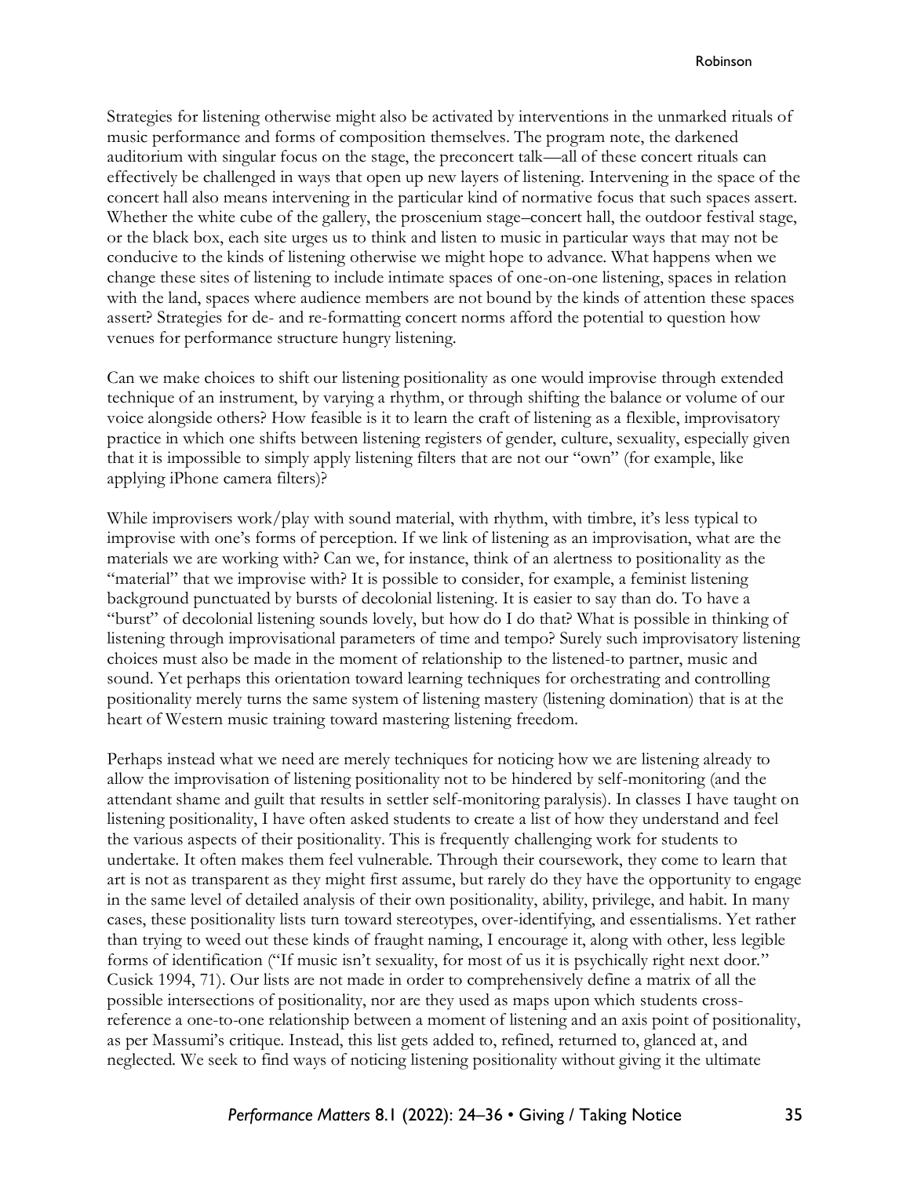Strategies for listening otherwise might also be activated by interventions in the unmarked rituals of music performance and forms of composition themselves. The program note, the darkened auditorium with singular focus on the stage, the preconcert talk—all of these concert rituals can effectively be challenged in ways that open up new layers of listening. Intervening in the space of the concert hall also means intervening in the particular kind of normative focus that such spaces assert. Whether the white cube of the gallery, the proscenium stage–concert hall, the outdoor festival stage, or the black box, each site urges us to think and listen to music in particular ways that may not be conducive to the kinds of listening otherwise we might hope to advance. What happens when we change these sites of listening to include intimate spaces of one-on-one listening, spaces in relation with the land, spaces where audience members are not bound by the kinds of attention these spaces assert? Strategies for de- and re-formatting concert norms afford the potential to question how venues for performance structure hungry listening.

Can we make choices to shift our listening positionality as one would improvise through extended technique of an instrument, by varying a rhythm, or through shifting the balance or volume of our voice alongside others? How feasible is it to learn the craft of listening as a flexible, improvisatory practice in which one shifts between listening registers of gender, culture, sexuality, especially given that it is impossible to simply apply listening filters that are not our "own" (for example, like applying iPhone camera filters)?

While improvisers work/play with sound material, with rhythm, with timbre, it's less typical to improvise with one's forms of perception. If we link of listening as an improvisation, what are the materials we are working with? Can we, for instance, think of an alertness to positionality as the "material" that we improvise with? It is possible to consider, for example, a feminist listening background punctuated by bursts of decolonial listening. It is easier to say than do. To have a "burst" of decolonial listening sounds lovely, but how do I do that? What is possible in thinking of listening through improvisational parameters of time and tempo? Surely such improvisatory listening choices must also be made in the moment of relationship to the listened-to partner, music and sound. Yet perhaps this orientation toward learning techniques for orchestrating and controlling positionality merely turns the same system of listening mastery (listening domination) that is at the heart of Western music training toward mastering listening freedom.

Perhaps instead what we need are merely techniques for noticing how we are listening already to allow the improvisation of listening positionality not to be hindered by self-monitoring (and the attendant shame and guilt that results in settler self-monitoring paralysis). In classes I have taught on listening positionality, I have often asked students to create a list of how they understand and feel the various aspects of their positionality. This is frequently challenging work for students to undertake. It often makes them feel vulnerable. Through their coursework, they come to learn that art is not as transparent as they might first assume, but rarely do they have the opportunity to engage in the same level of detailed analysis of their own positionality, ability, privilege, and habit. In many cases, these positionality lists turn toward stereotypes, over-identifying, and essentialisms. Yet rather than trying to weed out these kinds of fraught naming, I encourage it, along with other, less legible forms of identification ("If music isn't sexuality, for most of us it is psychically right next door." Cusick 1994, 71). Our lists are not made in order to comprehensively define a matrix of all the possible intersections of positionality, nor are they used as maps upon which students cross-reference a one-to-one relationship between a moment of listening and an axis point of positionality, as per Massumi's critique. Instead, this list gets added to, refined, returned to, glanced at, and neglected. We seek to find ways of noticing listening positionality without giving it the ultimate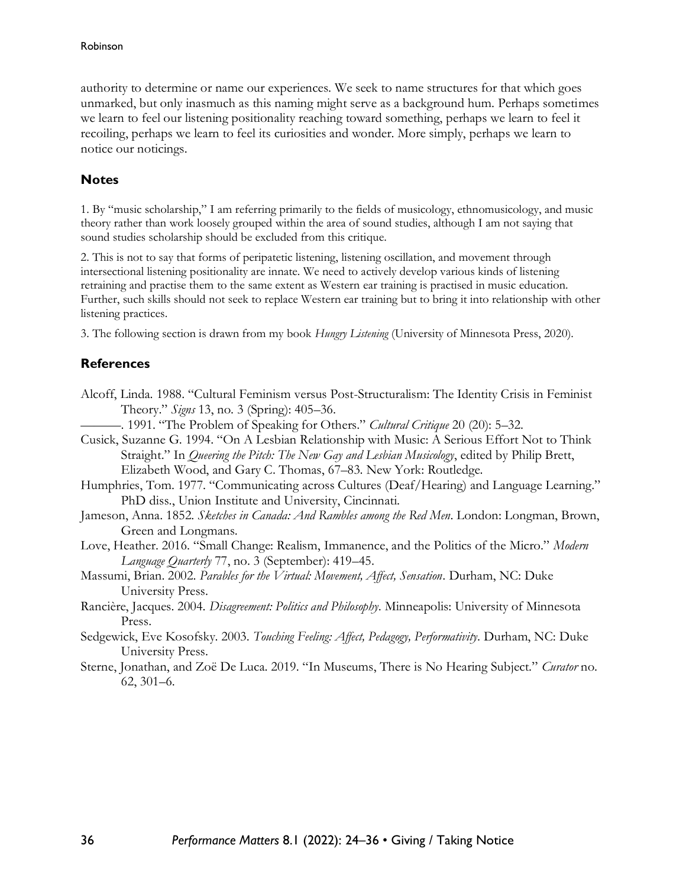authority to determine or name our experiences. We seek to name structures for that which goes unmarked, but only inasmuch as this naming might serve as a background hum. Perhaps sometimes we learn to feel our listening positionality reaching toward something, perhaps we learn to feel it recoiling, perhaps we learn to feel its curiosities and wonder. More simply, perhaps we learn to notice our noticings.

## Notes

1. By "music scholarship," I am referring primarily to the fields of musicology, ethnomusicology, and music theory rather than work loosely grouped within the area of sound studies, although I am not saying that sound studies scholarship should be excluded from this critique.

2. This is not to say that forms of peripatetic listening, listening oscillation, and movement through intersectional listening positionality are innate. We need to actively develop various kinds of listening retraining and practise them to the same extent as Western ear training is practised in music education. Further, such skills should not seek to replace Western ear training but to bring it into relationship with other listening practices.

3. The following section is drawn from my book *Hungry Listening* (University of Minnesota Press, 2020).

## References

Alcoff, Linda. 1988. "Cultural Feminism versus Post-Structuralism: The Identity Crisis in Feminist Theory." *Signs* 13, no. 3 (Spring): 405–36.

———. 1991. "The Problem of Speaking for Others." *Cultural Critique* 20 (20): 5–32.

Cusick, Suzanne G. 1994. "On A Lesbian Relationship with Music: A Serious Effort Not to Think Straight." In *Queering the Pitch: The New Gay and Lesbian Musicology*, edited by Philip Brett, Elizabeth Wood, and Gary C. Thomas, 67–83. New York: Routledge.

Humphries, Tom. 1977. "Communicating across Cultures (Deaf/Hearing) and Language Learning." PhD diss., Union Institute and University, Cincinnati.

Jameson, Anna. 1852. *Sketches in Canada: And Rambles among the Red Men*. London: Longman, Brown, Green and Longmans.

Love, Heather. 2016. "Small Change: Realism, Immanence, and the Politics of the Micro." *Modern Language Quarterly* 77, no. 3 (September): 419–45.

Massumi, Brian. 2002. *Parables for the Virtual: Movement, Affect, Sensation*. Durham, NC: Duke University Press.

Rancière, Jacques. 2004. *Disagreement: Politics and Philosophy*. Minneapolis: University of Minnesota Press.

Sedgewick, Eve Kosofsky. 2003. *Touching Feeling: Affect, Pedagogy, Performativity*. Durham, NC: Duke University Press.

Sterne, Jonathan, and Zoë De Luca. 2019. "In Museums, There is No Hearing Subject." *Curator* no. 62, 301–6.